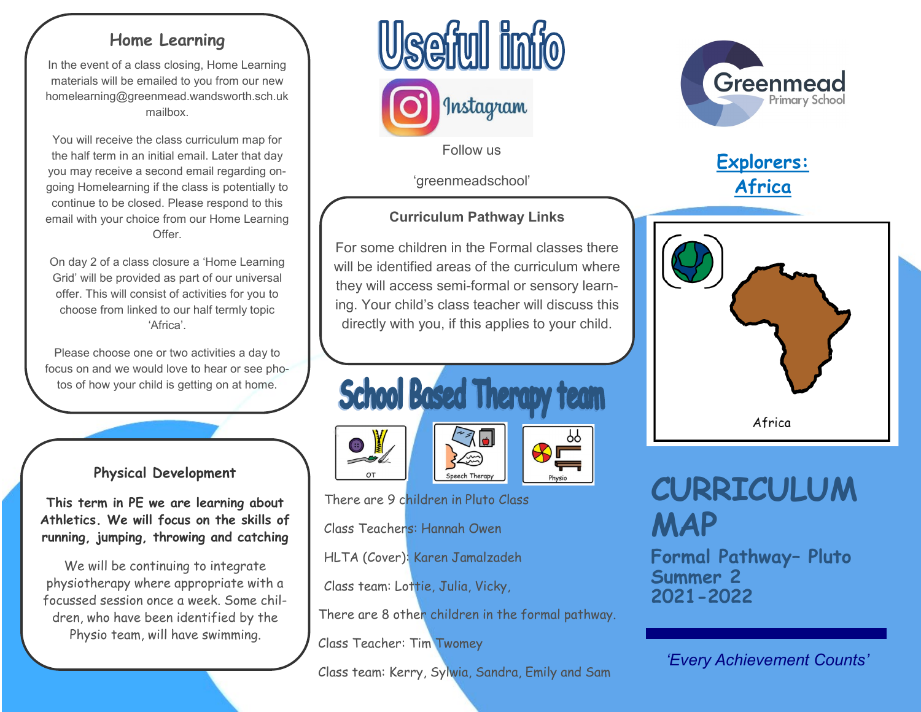## Home Learning

In the event of a class closing, Home Learning materials will be emailed to you from our new homelearning@greenmead.wandsworth.sch.uk mailbox.

You will receive the class curriculum map for the half term in an initial email. Later that day you may receive a second email regarding on-going Homelearning if the class is potentially to continue to be closed. Please respond to this email with your choice from our Home Learning Offer.

On day 2 of a class closure a 'Home Learning Grid' will be provided as part of our universal offer. This will consist of activities for you to choose from linked to our half termly topic 'Africa'.

Please choose one or two activities a day to focus on and we would love to hear or see photos of how your child is getting on at home.

## Physical Development

**This term in PE we are learning about Athletics. We will focus on the skills of running, jumping, throwing and catching**

We will be continuing to integrate physiotherapy where appropriate with a focussed session once a week. Some children, who have been identified by the Physio team, will have swimming.

# Useful info

Instagram

Follow us

'greenmeadschool'

## Curriculum Pathway Links

For some children in the Formal classes there will be identified areas of the curriculum where they will access semi-formal or sensory learning. Your child's class teacher will discuss this directly with you, if this applies to your child.

## School Based Therapy team

OT — Speech Therapy — Physio

There are 9 children in Pluto Class

Class Teachers: Hannah Owen

HLTA (Cover): Karen Jamalzadeh

Class team: Lottie, Julia, Vicky,

There are 8 other children in the formal pathway.

Class Teacher: Tim Twomey

Class team: Kerry, Sylwia, Sandra, Emily and Sam

Greenmead Primary School

## Explorers: Africa

Africa

# CURRICULUM MAP

## Formal Pathway– Pluto Summer 2 2021-2022

*'Every Achievement Counts'*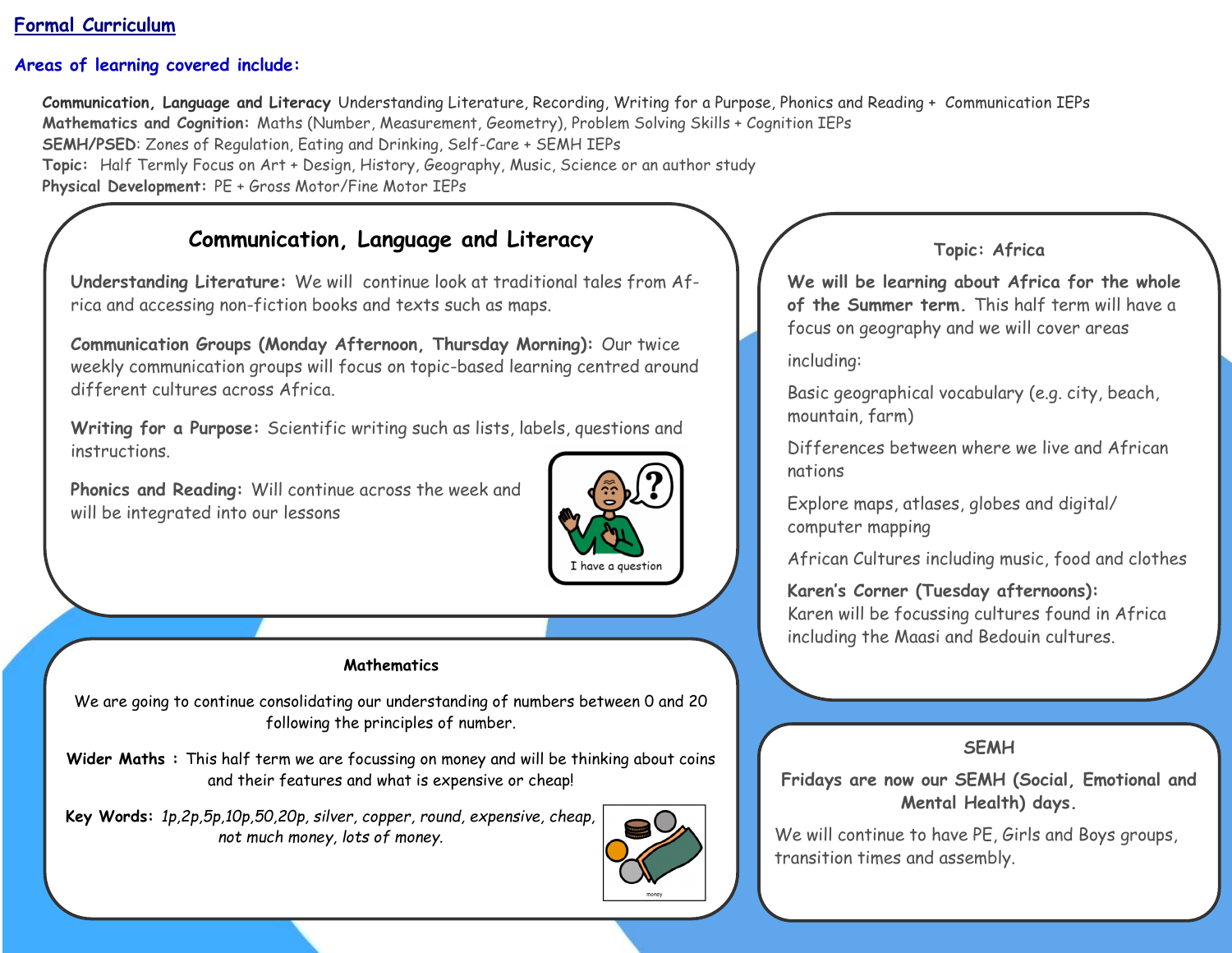# Formal Curriculum

## Areas of learning covered include:

**Communication, Language and Literacy** Understanding Literature, Recording, Writing for a Purpose, Phonics and Reading + Communication IEPs
**Mathematics and Cognition:** Maths (Number, Measurement, Geometry), Problem Solving Skills + Cognition IEPs
**SEMH/PSED**: Zones of Regulation, Eating and Drinking, Self-Care + SEMH IEPs
**Topic:** Half Termly Focus on Art + Design, History, Geography, Music, Science or an author study
**Physical Development:** PE + Gross Motor/Fine Motor IEPs

## Communication, Language and Literacy

**Understanding Literature:** We will continue look at traditional tales from Africa and accessing non-fiction books and texts such as maps.

**Communication Groups (Monday Afternoon, Thursday Morning):** Our twice weekly communication groups will focus on topic-based learning centred around different cultures across Africa.

**Writing for a Purpose:** Scientific writing such as lists, labels, questions and instructions.

**Phonics and Reading:** Will continue across the week and will be integrated into our lessons

I have a question

## Topic: Africa

**We will be learning about Africa for the whole of the Summer term.** This half term will have a focus on geography and we will cover areas including:

Basic geographical vocabulary (e.g. city, beach, mountain, farm)

Differences between where we live and African nations

Explore maps, atlases, globes and digital/computer mapping

African Cultures including music, food and clothes

**Karen's Corner (Tuesday afternoons):** Karen will be focussing cultures found in Africa including the Maasi and Bedouin cultures.

## Mathematics

We are going to continue consolidating our understanding of numbers between 0 and 20 following the principles of number.

**Wider Maths :** This half term we are focussing on money and will be thinking about coins and their features and what is expensive or cheap!

**Key Words:** *1p,2p,5p,10p,50,20p, silver, copper, round, expensive, cheap, not much money, lots of money.*

money

## SEMH

**Fridays are now our SEMH (Social, Emotional and Mental Health) days.**

We will continue to have PE, Girls and Boys groups, transition times and assembly.